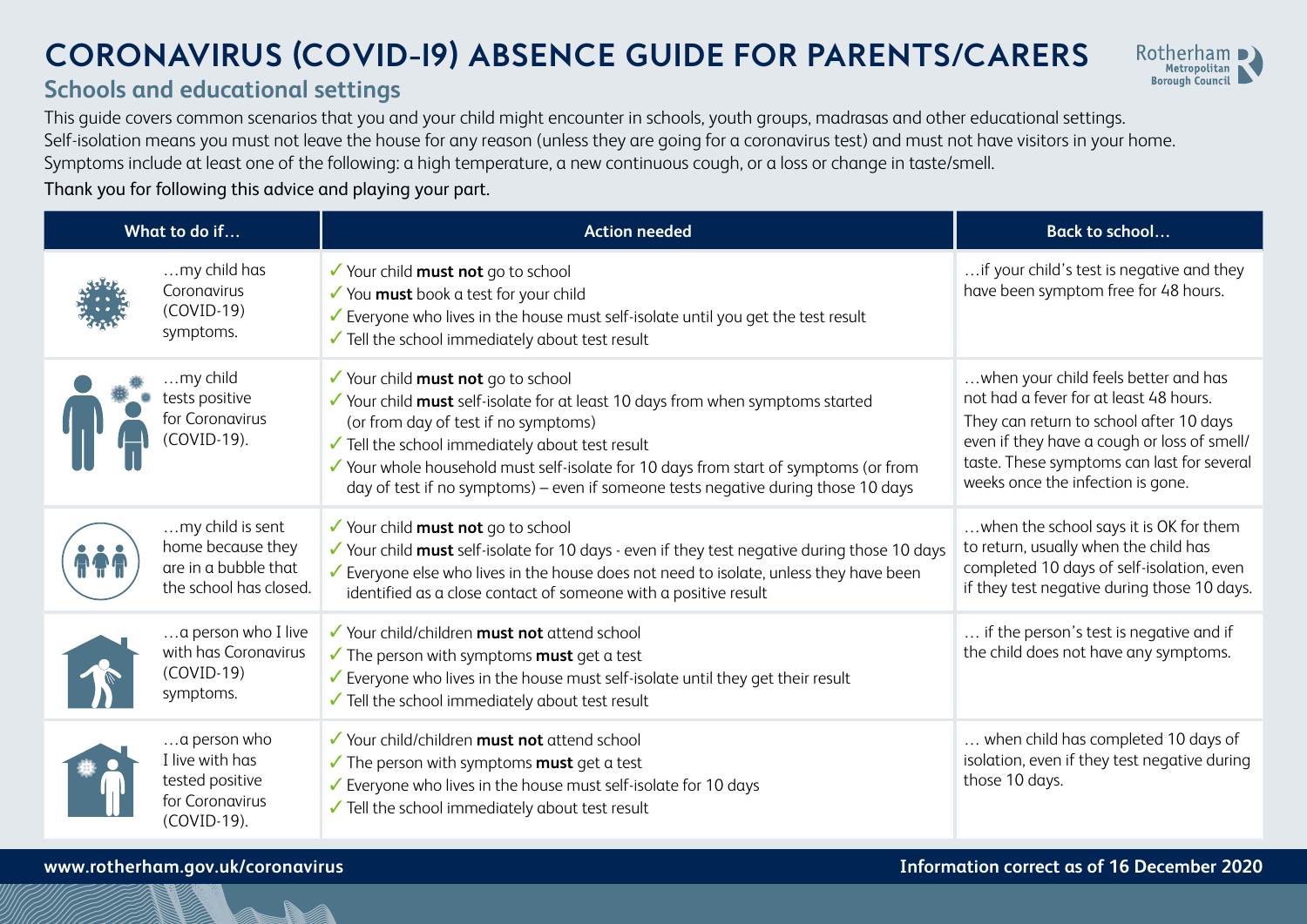# CORONAVIRUS (COVID-19) ABSENCE GUIDE FOR PARENTS/CARERS

## Schools and educational settings

This guide covers common scenarios that you and your child might encounter in schools, youth groups, madrasas and other educational settings.
Self-isolation means you must not leave the house for any reason (unless they are going for a coronavirus test) and must not have visitors in your home.
Symptoms include at least one of the following: a high temperature, a new continuous cough, or a loss or change in taste/smell.

Thank you for following this advice and playing your part.

| What to do if… | Action needed | Back to school… |
| --- | --- | --- |
| …my child has Coronavirus (COVID-19) symptoms. | ✓ Your child **must not** go to school<br>✓ You **must** book a test for your child<br>✓ Everyone who lives in the house must self-isolate until you get the test result<br>✓ Tell the school immediately about test result | …if your child's test is negative and they have been symptom free for 48 hours. |
| …my child tests positive for Coronavirus (COVID-19). | ✓ Your child **must not** go to school<br>✓ Your child **must** self-isolate for at least 10 days from when symptoms started (or from day of test if no symptoms)<br>✓ Tell the school immediately about test result<br>✓ Your whole household must self-isolate for 10 days from start of symptoms (or from day of test if no symptoms) – even if someone tests negative during those 10 days | …when your child feels better and has not had a fever for at least 48 hours. They can return to school after 10 days even if they have a cough or loss of smell/taste. These symptoms can last for several weeks once the infection is gone. |
| …my child is sent home because they are in a bubble that the school has closed. | ✓ Your child **must not** go to school<br>✓ Your child **must** self-isolate for 10 days - even if they test negative during those 10 days<br>✓ Everyone else who lives in the house does not need to isolate, unless they have been identified as a close contact of someone with a positive result | …when the school says it is OK for them to return, usually when the child has completed 10 days of self-isolation, even if they test negative during those 10 days. |
| …a person who I live with has Coronavirus (COVID-19) symptoms. | ✓ Your child/children **must not** attend school<br>✓ The person with symptoms **must** get a test<br>✓ Everyone who lives in the house must self-isolate until they get their result<br>✓ Tell the school immediately about test result | … if the person's test is negative and if the child does not have any symptoms. |
| …a person who I live with has tested positive for Coronavirus (COVID-19). | ✓ Your child/children **must not** attend school<br>✓ The person with symptoms **must** get a test<br>✓ Everyone who lives in the house must self-isolate for 10 days<br>✓ Tell the school immediately about test result | … when child has completed 10 days of isolation, even if they test negative during those 10 days. |

**www.rotherham.gov.uk/coronavirus**

**Information correct as of 16 December 2020**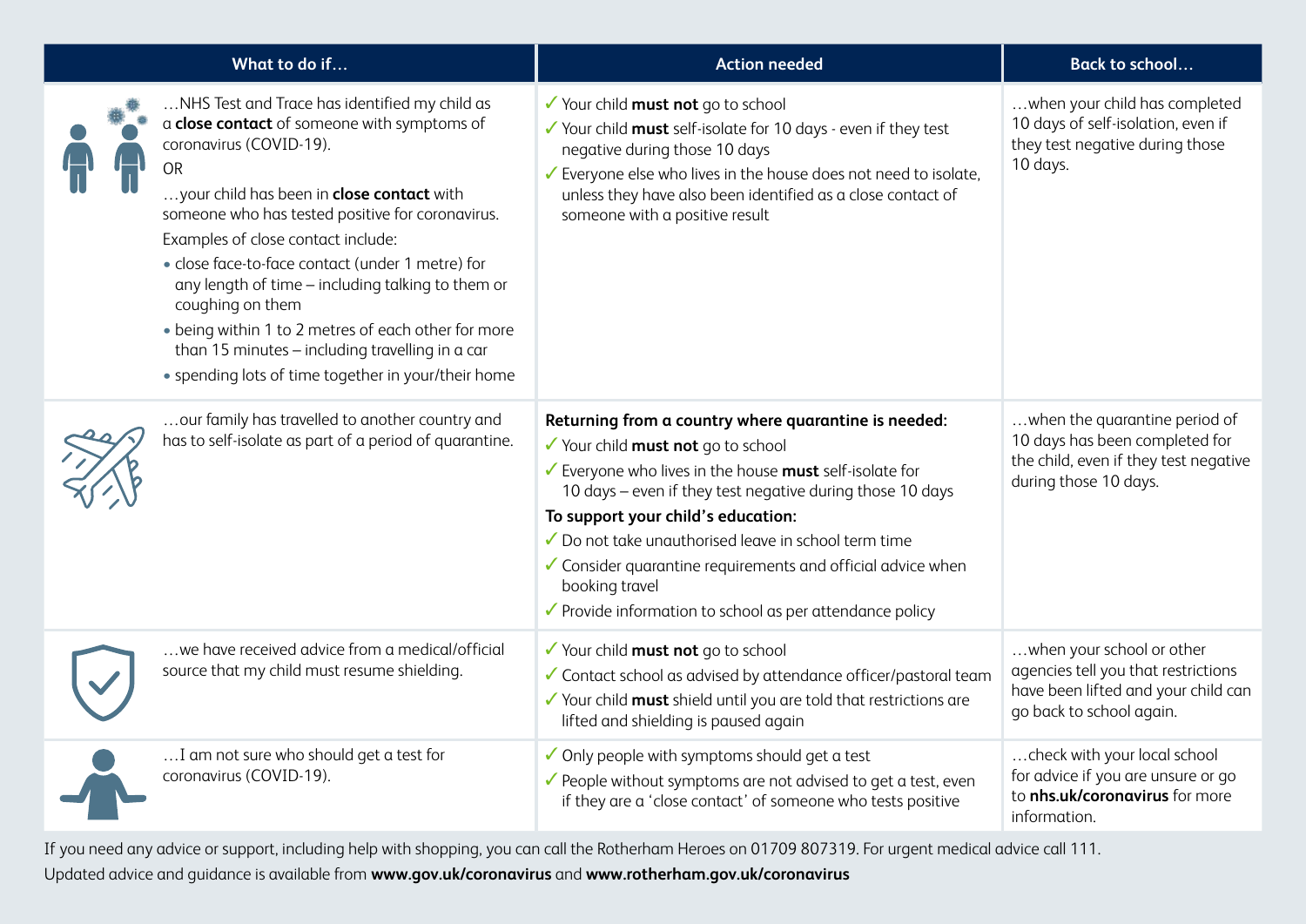| What to do if… | Action needed | Back to school… |
|---|---|---|
| …NHS Test and Trace has identified my child as a **close contact** of someone with symptoms of coronavirus (COVID-19).<br>OR<br>…your child has been in **close contact** with someone who has tested positive for coronavirus.<br>Examples of close contact include:<br>• close face-to-face contact (under 1 metre) for any length of time – including talking to them or coughing on them<br>• being within 1 to 2 metres of each other for more than 15 minutes – including travelling in a car<br>• spending lots of time together in your/their home | ✓ Your child **must not** go to school<br>✓ Your child **must** self-isolate for 10 days - even if they test negative during those 10 days<br>✓ Everyone else who lives in the house does not need to isolate, unless they have also been identified as a close contact of someone with a positive result | …when your child has completed 10 days of self-isolation, even if they test negative during those 10 days. |
| …our family has travelled to another country and has to self-isolate as part of a period of quarantine. | **Returning from a country where quarantine is needed:**<br>✓ Your child **must not** go to school<br>✓ Everyone who lives in the house **must** self-isolate for 10 days – even if they test negative during those 10 days<br>**To support your child's education:**<br>✓ Do not take unauthorised leave in school term time<br>✓ Consider quarantine requirements and official advice when booking travel<br>✓ Provide information to school as per attendance policy | …when the quarantine period of 10 days has been completed for the child, even if they test negative during those 10 days. |
| …we have received advice from a medical/official source that my child must resume shielding. | ✓ Your child **must not** go to school<br>✓ Contact school as advised by attendance officer/pastoral team<br>✓ Your child **must** shield until you are told that restrictions are lifted and shielding is paused again | …when your school or other agencies tell you that restrictions have been lifted and your child can go back to school again. |
| …I am not sure who should get a test for coronavirus (COVID-19). | ✓ Only people with symptoms should get a test<br>✓ People without symptoms are not advised to get a test, even if they are a 'close contact' of someone who tests positive | …check with your local school for advice if you are unsure or go to **nhs.uk/coronavirus** for more information. |

If you need any advice or support, including help with shopping, you can call the Rotherham Heroes on 01709 807319. For urgent medical advice call 111.

Updated advice and guidance is available from **www.gov.uk/coronavirus** and **www.rotherham.gov.uk/coronavirus**